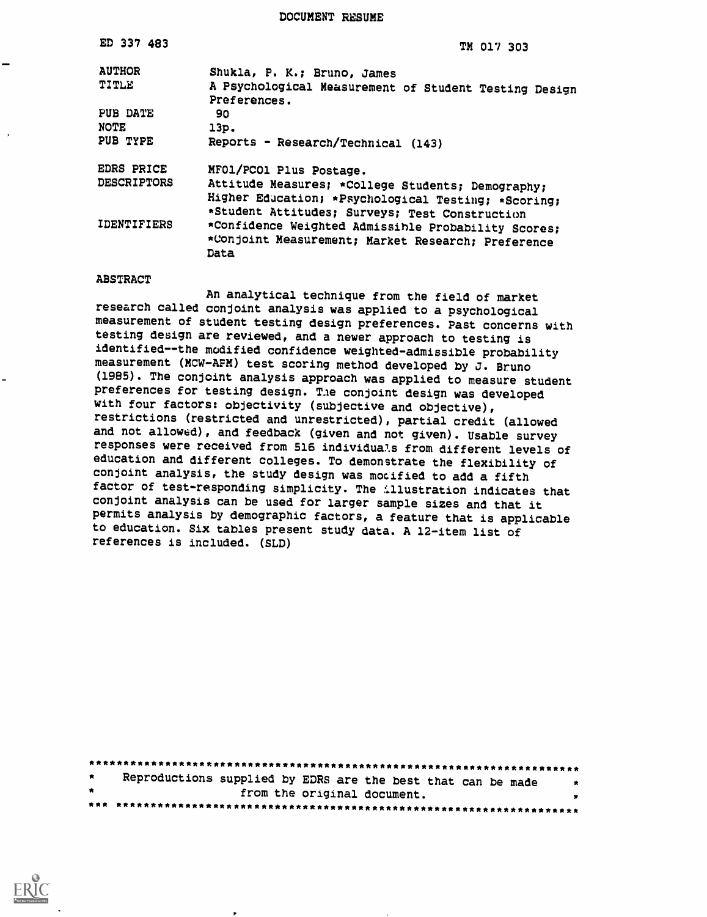# DOCUMENT RESUME

| | |
|---|---|
| ED 337 483 | TM 017 303 |
| AUTHOR | Shukla, P. K.; Bruno, James |
| TITLE | A Psychological Measurement of Student Testing Design Preferences. |
| PUB DATE | 90 |
| NOTE | 13p. |
| PUB TYPE | Reports - Research/Technical (143) |
| EDRS PRICE | MF01/PC01 Plus Postage. |
| DESCRIPTORS | Attitude Measures; *College Students; Demography; Higher Education; *Psychological Testing; *Scoring; *Student Attitudes; Surveys; Test Construction |
| IDENTIFIERS | *Confidence Weighted Admissible Probability Scores; *Conjoint Measurement; Market Research; Preference Data |

## ABSTRACT

An analytical technique from the field of market research called conjoint analysis was applied to a psychological measurement of student testing design preferences. Past concerns with testing design are reviewed, and a newer approach to testing is identified--the modified confidence weighted-admissible probability measurement (MCW-APM) test scoring method developed by J. Bruno (1985). The conjoint analysis approach was applied to measure student preferences for testing design. The conjoint design was developed with four factors: objectivity (subjective and objective), restrictions (restricted and unrestricted), partial credit (allowed and not allowed), and feedback (given and not given). Usable survey responses were received from 516 individuals from different levels of education and different colleges. To demonstrate the flexibility of conjoint analysis, the study design was modified to add a fifth factor of test-responding simplicity. The illustration indicates that conjoint analysis can be used for larger sample sizes and that it permits analysis by demographic factors, a feature that is applicable to education. Six tables present study data. A 12-item list of references is included. (SLD)

***********************************************************************
*    Reproductions supplied by EDRS are the best that can be made    *
*                  from the original document.                        *
***********************************************************************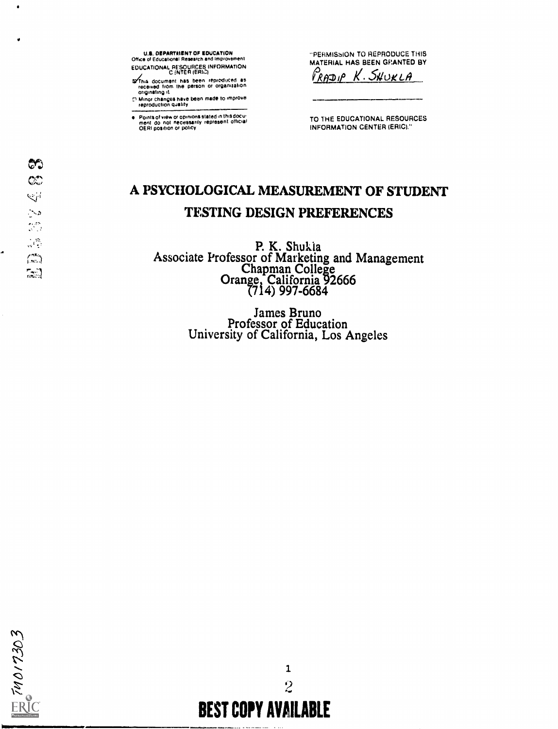U.S. DEPARTMENT OF EDUCATION
Office of Educational Research and Improvement
EDUCATIONAL RESOURCES INFORMATION CENTER (ERIC)

This document has been reproduced as received from the person or organization originating it.

Minor changes have been made to improve reproduction quality

Points of view or opinions stated in this document do not necessarily represent official OERI position or policy

"PERMISSION TO REPRODUCE THIS MATERIAL HAS BEEN GRANTED BY

PRADIP K. SHUKLA

TO THE EDUCATIONAL RESOURCES INFORMATION CENTER (ERIC)."

# A PSYCHOLOGICAL MEASUREMENT OF STUDENT TESTING DESIGN PREFERENCES

P. K. Shukla
Associate Professor of Marketing and Management
Chapman College
Orange, California 92666
(714) 997-6684

James Bruno
Professor of Education
University of California, Los Angeles

BEST COPY AVAILABLE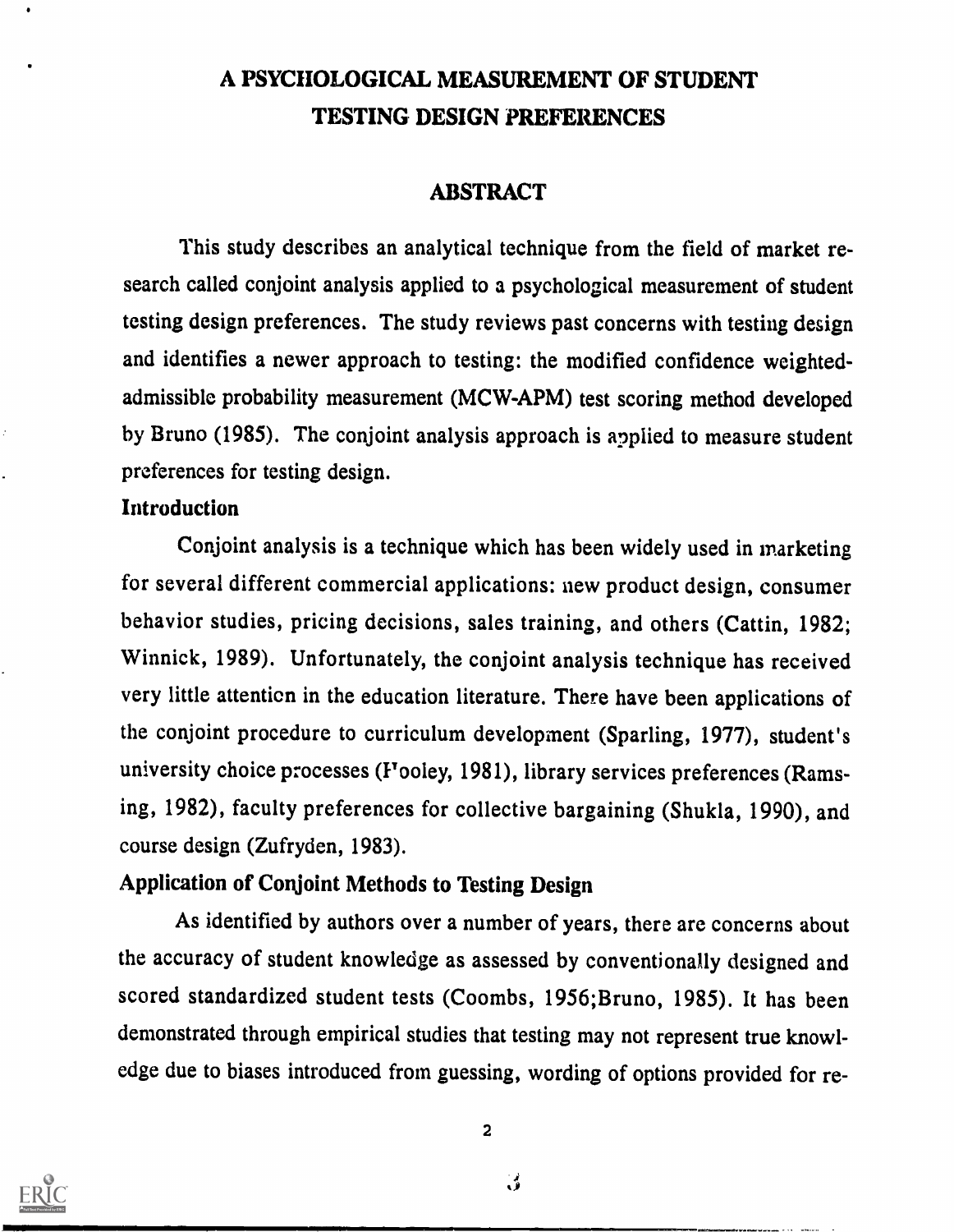# A PSYCHOLOGICAL MEASUREMENT OF STUDENT TESTING DESIGN PREFERENCES

## ABSTRACT

This study describes an analytical technique from the field of market research called conjoint analysis applied to a psychological measurement of student testing design preferences. The study reviews past concerns with testing design and identifies a newer approach to testing: the modified confidence weighted-admissible probability measurement (MCW-APM) test scoring method developed by Bruno (1985). The conjoint analysis approach is applied to measure student preferences for testing design.

### Introduction

Conjoint analysis is a technique which has been widely used in marketing for several different commercial applications: new product design, consumer behavior studies, pricing decisions, sales training, and others (Cattin, 1982; Winnick, 1989). Unfortunately, the conjoint analysis technique has received very little attention in the education literature. There have been applications of the conjoint procedure to curriculum development (Sparling, 1977), student's university choice processes (Hooley, 1981), library services preferences (Ramsing, 1982), faculty preferences for collective bargaining (Shukla, 1990), and course design (Zufryden, 1983).

### Application of Conjoint Methods to Testing Design

As identified by authors over a number of years, there are concerns about the accuracy of student knowledge as assessed by conventionally designed and scored standardized student tests (Coombs, 1956;Bruno, 1985). It has been demonstrated through empirical studies that testing may not represent true knowledge due to biases introduced from guessing, wording of options provided for re-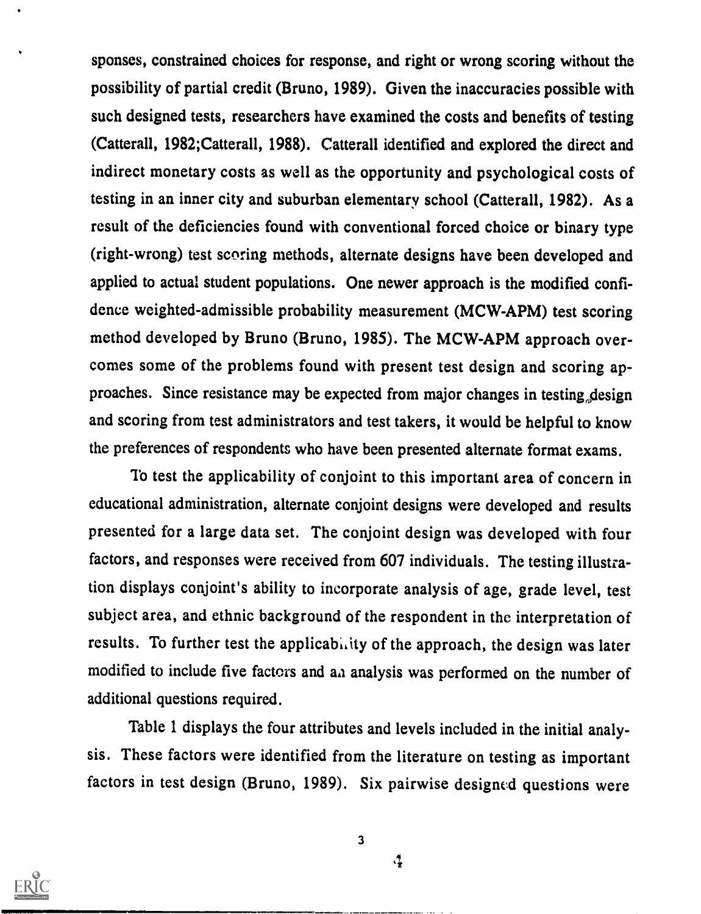sponses, constrained choices for response, and right or wrong scoring without the possibility of partial credit (Bruno, 1989). Given the inaccuracies possible with such designed tests, researchers have examined the costs and benefits of testing (Catterall, 1982;Catterall, 1988). Catterall identified and explored the direct and indirect monetary costs as well as the opportunity and psychological costs of testing in an inner city and suburban elementary school (Catterall, 1982). As a result of the deficiencies found with conventional forced choice or binary type (right-wrong) test scoring methods, alternate designs have been developed and applied to actual student populations. One newer approach is the modified confidence weighted-admissible probability measurement (MCW-APM) test scoring method developed by Bruno (Bruno, 1985). The MCW-APM approach overcomes some of the problems found with present test design and scoring approaches. Since resistance may be expected from major changes in testing design and scoring from test administrators and test takers, it would be helpful to know the preferences of respondents who have been presented alternate format exams.

To test the applicability of conjoint to this important area of concern in educational administration, alternate conjoint designs were developed and results presented for a large data set. The conjoint design was developed with four factors, and responses were received from 607 individuals. The testing illustration displays conjoint's ability to incorporate analysis of age, grade level, test subject area, and ethnic background of the respondent in the interpretation of results. To further test the applicability of the approach, the design was later modified to include five factors and an analysis was performed on the number of additional questions required.

Table 1 displays the four attributes and levels included in the initial analysis. These factors were identified from the literature on testing as important factors in test design (Bruno, 1989). Six pairwise designed questions were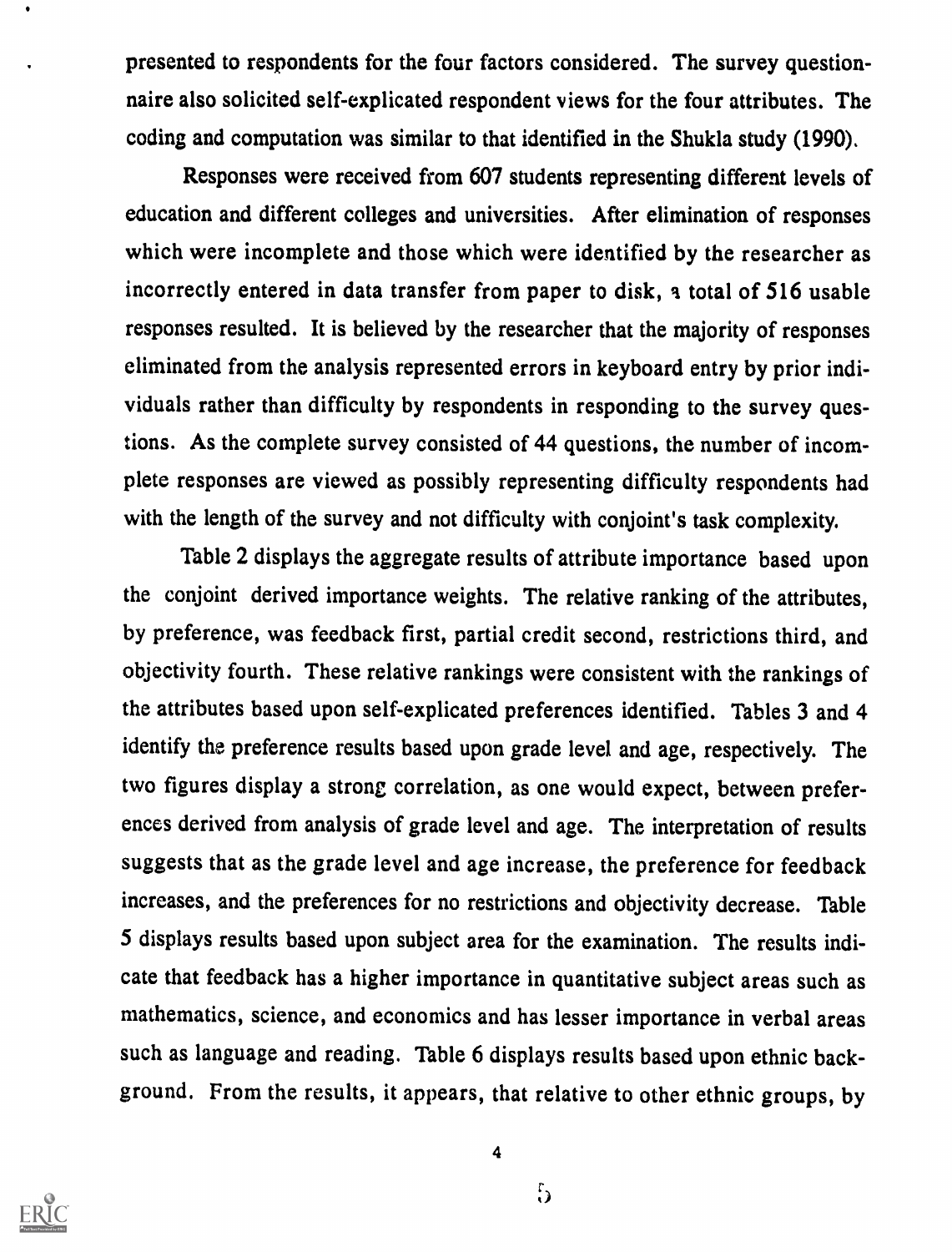presented to respondents for the four factors considered. The survey questionnaire also solicited self-explicated respondent views for the four attributes. The coding and computation was similar to that identified in the Shukla study (1990).

Responses were received from 607 students representing different levels of education and different colleges and universities. After elimination of responses which were incomplete and those which were identified by the researcher as incorrectly entered in data transfer from paper to disk, a total of 516 usable responses resulted. It is believed by the researcher that the majority of responses eliminated from the analysis represented errors in keyboard entry by prior individuals rather than difficulty by respondents in responding to the survey questions. As the complete survey consisted of 44 questions, the number of incomplete responses are viewed as possibly representing difficulty respondents had with the length of the survey and not difficulty with conjoint's task complexity.

Table 2 displays the aggregate results of attribute importance based upon the conjoint derived importance weights. The relative ranking of the attributes, by preference, was feedback first, partial credit second, restrictions third, and objectivity fourth. These relative rankings were consistent with the rankings of the attributes based upon self-explicated preferences identified. Tables 3 and 4 identify the preference results based upon grade level and age, respectively. The two figures display a strong correlation, as one would expect, between preferences derived from analysis of grade level and age. The interpretation of results suggests that as the grade level and age increase, the preference for feedback increases, and the preferences for no restrictions and objectivity decrease. Table 5 displays results based upon subject area for the examination. The results indicate that feedback has a higher importance in quantitative subject areas such as mathematics, science, and economics and has lesser importance in verbal areas such as language and reading. Table 6 displays results based upon ethnic background. From the results, it appears, that relative to other ethnic groups, by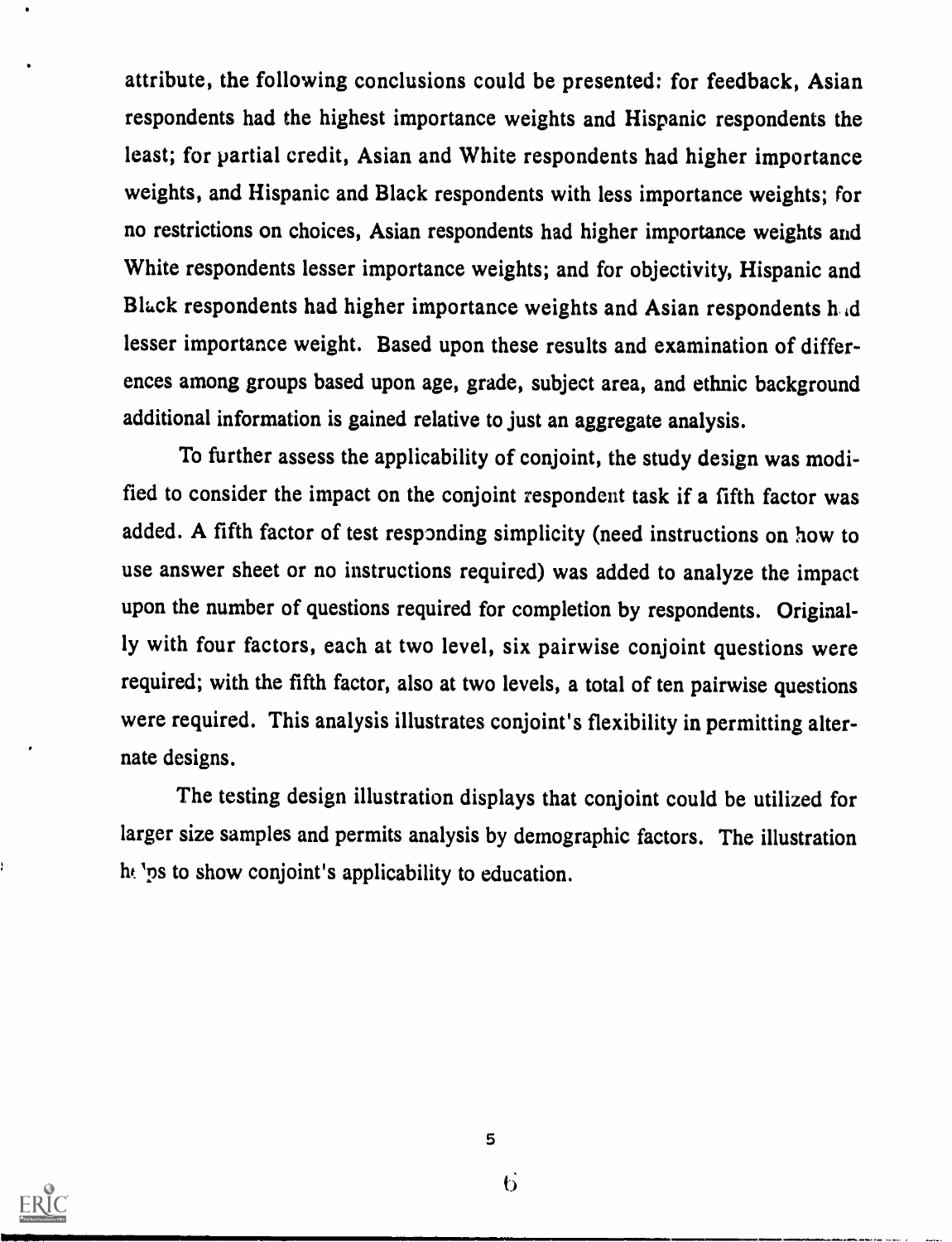attribute, the following conclusions could be presented: for feedback, Asian respondents had the highest importance weights and Hispanic respondents the least; for partial credit, Asian and White respondents had higher importance weights, and Hispanic and Black respondents with less importance weights; for no restrictions on choices, Asian respondents had higher importance weights and White respondents lesser importance weights; and for objectivity, Hispanic and Black respondents had higher importance weights and Asian respondents had lesser importance weight. Based upon these results and examination of differences among groups based upon age, grade, subject area, and ethnic background additional information is gained relative to just an aggregate analysis.

To further assess the applicability of conjoint, the study design was modified to consider the impact on the conjoint respondent task if a fifth factor was added. A fifth factor of test responding simplicity (need instructions on how to use answer sheet or no instructions required) was added to analyze the impact upon the number of questions required for completion by respondents. Originally with four factors, each at two level, six pairwise conjoint questions were required; with the fifth factor, also at two levels, a total of ten pairwise questions were required. This analysis illustrates conjoint's flexibility in permitting alternate designs.

The testing design illustration displays that conjoint could be utilized for larger size samples and permits analysis by demographic factors. The illustration helps to show conjoint's applicability to education.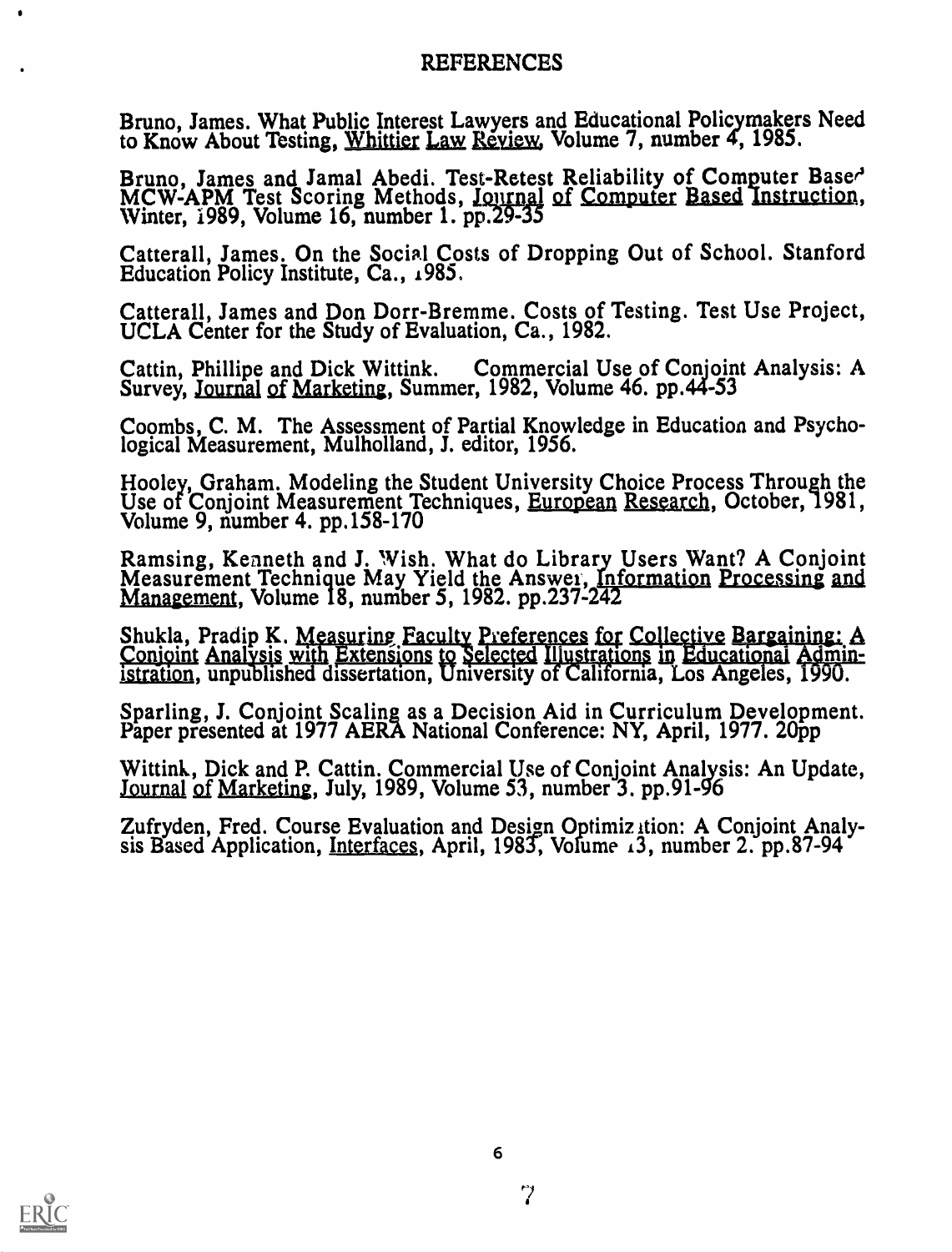# REFERENCES

Bruno, James. What Public Interest Lawyers and Educational Policymakers Need to Know About Testing, Whittier Law Review, Volume 7, number 4, 1985.

Bruno, James and Jamal Abedi. Test-Retest Reliability of Computer Based MCW-APM Test Scoring Methods, Journal of Computer Based Instruction, Winter, 1989, Volume 16, number 1. pp.29-35

Catterall, James. On the Social Costs of Dropping Out of School. Stanford Education Policy Institute, Ca., 1985.

Catterall, James and Don Dorr-Bremme. Costs of Testing. Test Use Project, UCLA Center for the Study of Evaluation, Ca., 1982.

Cattin, Phillipe and Dick Wittink. Commercial Use of Conjoint Analysis: A Survey, Journal of Marketing, Summer, 1982, Volume 46. pp.44-53

Coombs, C. M. The Assessment of Partial Knowledge in Education and Psychological Measurement, Mulholland, J. editor, 1956.

Hooley, Graham. Modeling the Student University Choice Process Through the Use of Conjoint Measurement Techniques, European Research, October, 1981, Volume 9, number 4. pp.158-170

Ramsing, Kenneth and J. Wish. What do Library Users Want? A Conjoint Measurement Technique May Yield the Answer, Information Processing and Management, Volume 18, number 5, 1982. pp.237-242

Shukla, Pradip K. Measuring Faculty Preferences for Collective Bargaining: A Conjoint Analysis with Extensions to Selected Illustrations in Educational Administration, unpublished dissertation, University of California, Los Angeles, 1990.

Sparling, J. Conjoint Scaling as a Decision Aid in Curriculum Development. Paper presented at 1977 AERA National Conference: NY, April, 1977. 20pp

Wittink, Dick and P. Cattin. Commercial Use of Conjoint Analysis: An Update, Journal of Marketing, July, 1989, Volume 53, number 3. pp.91-96

Zufryden, Fred. Course Evaluation and Design Optimization: A Conjoint Analysis Based Application, Interfaces, April, 1983, Volume 13, number 2. pp.87-94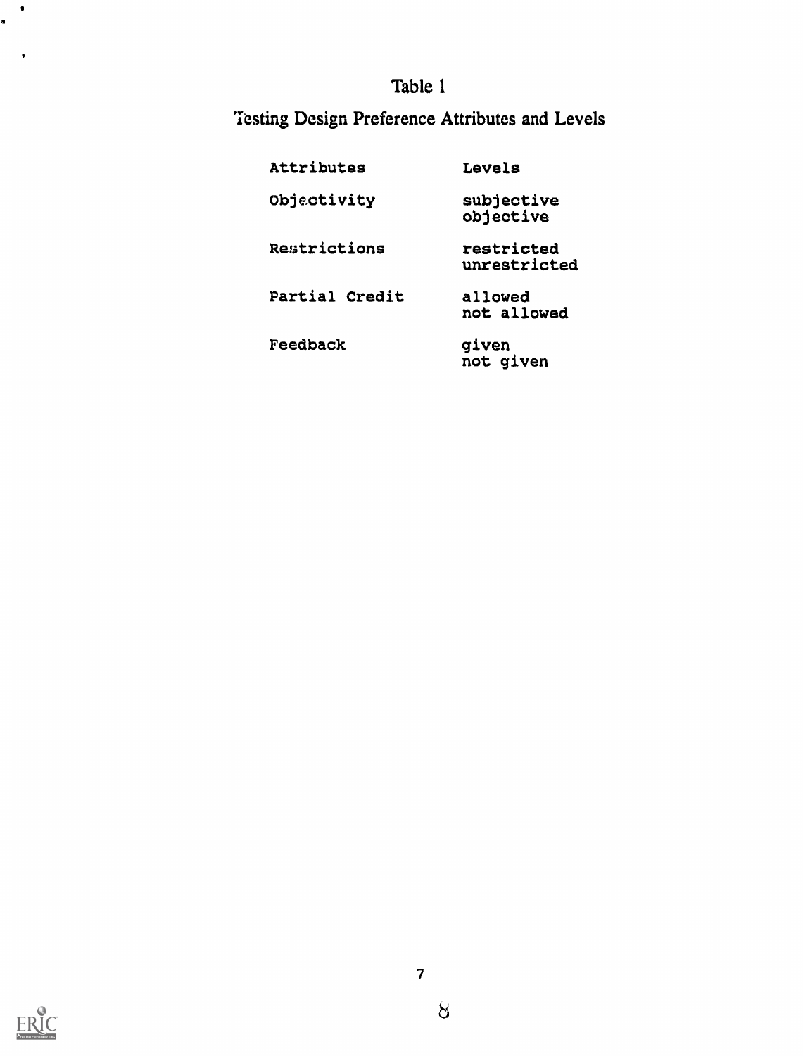Table 1

Testing Design Preference Attributes and Levels

| Attributes | Levels |
| --- | --- |
| Objectivity | subjective<br>objective |
| Restrictions | restricted<br>unrestricted |
| Partial Credit | allowed<br>not allowed |
| Feedback | given<br>not given |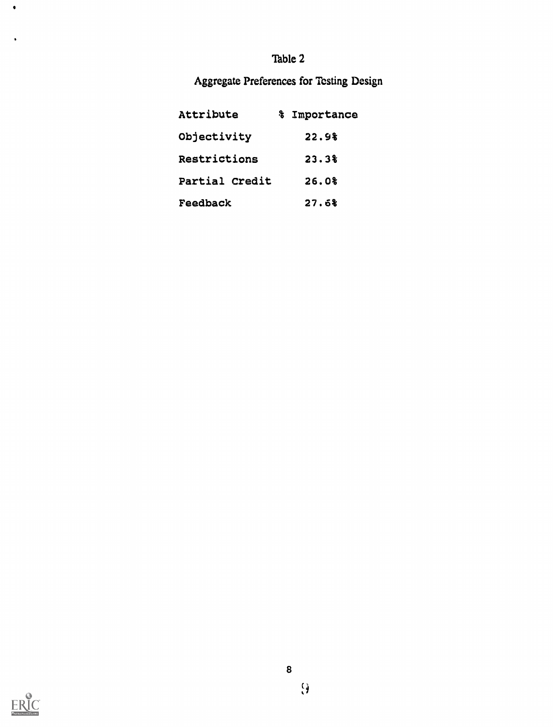Table 2

Aggregate Preferences for Testing Design

| Attribute | % Importance |
| --- | --- |
| Objectivity | 22.9% |
| Restrictions | 23.3% |
| Partial Credit | 26.0% |
| Feedback | 27.6% |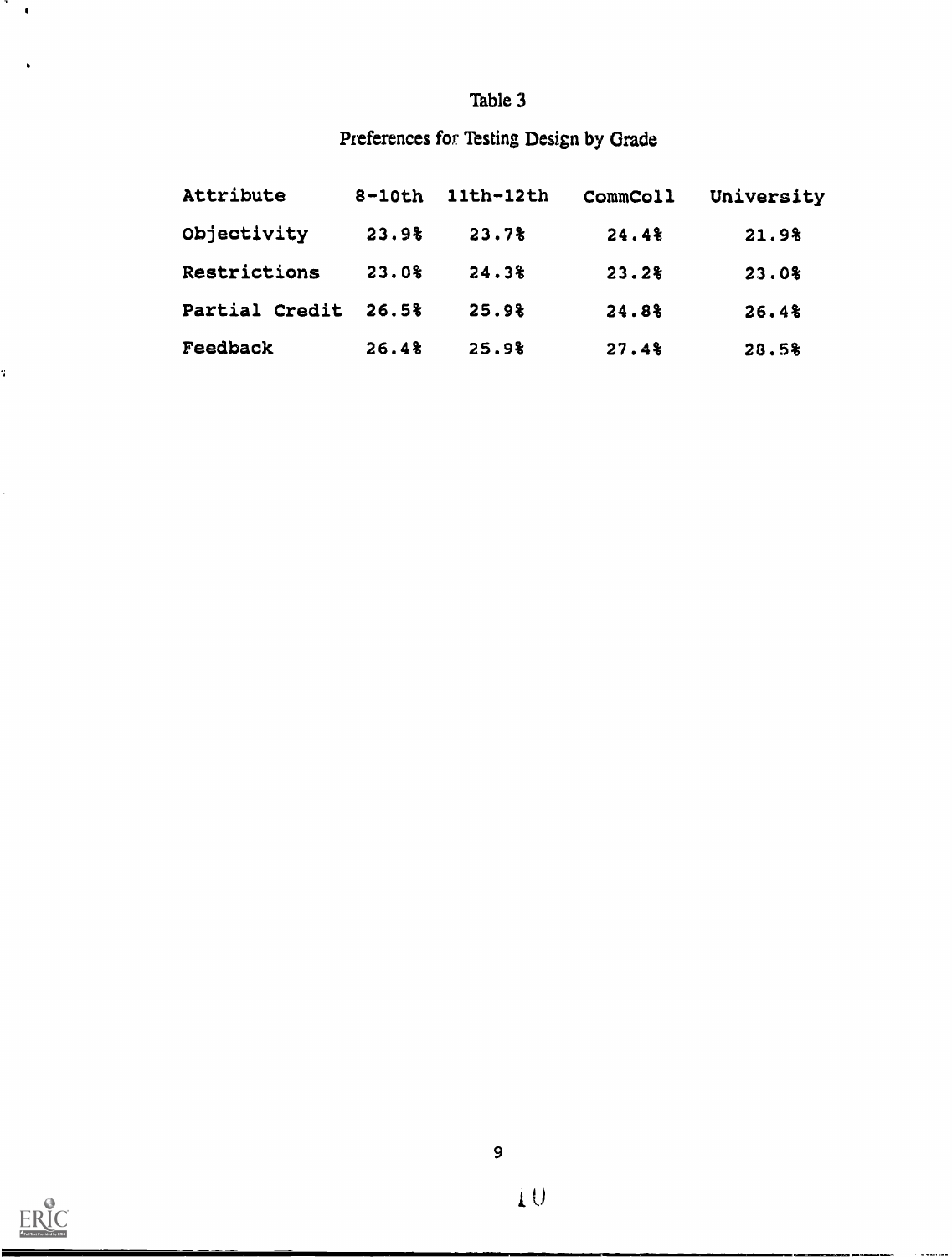Table 3

Preferences for Testing Design by Grade

| Attribute | 8-10th | 11th-12th | CommColl | University |
|---|---|---|---|---|
| Objectivity | 23.9% | 23.7% | 24.4% | 21.9% |
| Restrictions | 23.0% | 24.3% | 23.2% | 23.0% |
| Partial Credit | 26.5% | 25.9% | 24.8% | 26.4% |
| Feedback | 26.4% | 25.9% | 27.4% | 28.5% |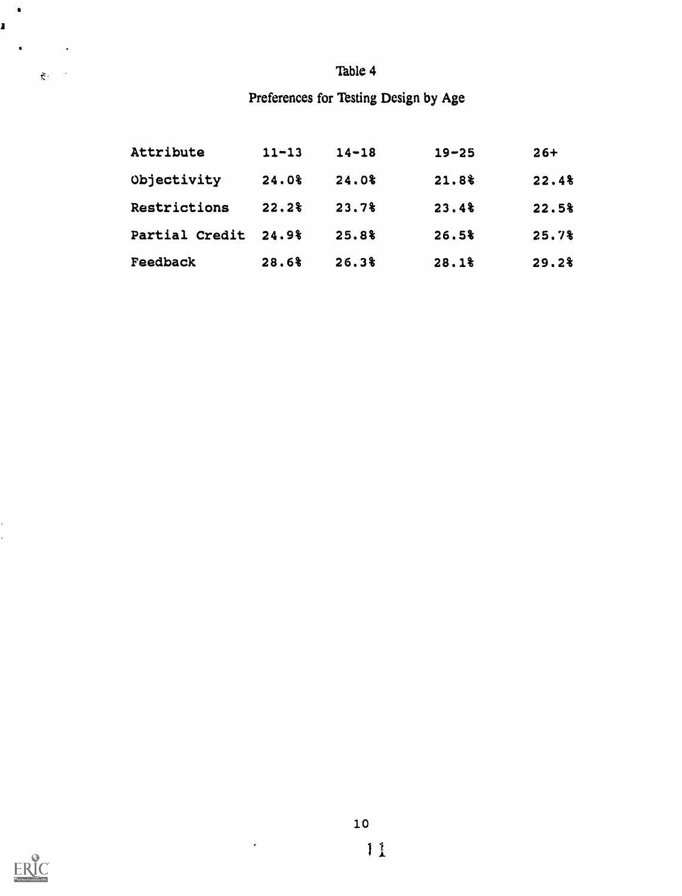Table 4

Preferences for Testing Design by Age

| Attribute | 11-13 | 14-18 | 19-25 | 26+ |
|---|---|---|---|---|
| Objectivity | 24.0% | 24.0% | 21.8% | 22.4% |
| Restrictions | 22.2% | 23.7% | 23.4% | 22.5% |
| Partial Credit | 24.9% | 25.8% | 26.5% | 25.7% |
| Feedback | 28.6% | 26.3% | 28.1% | 29.2% |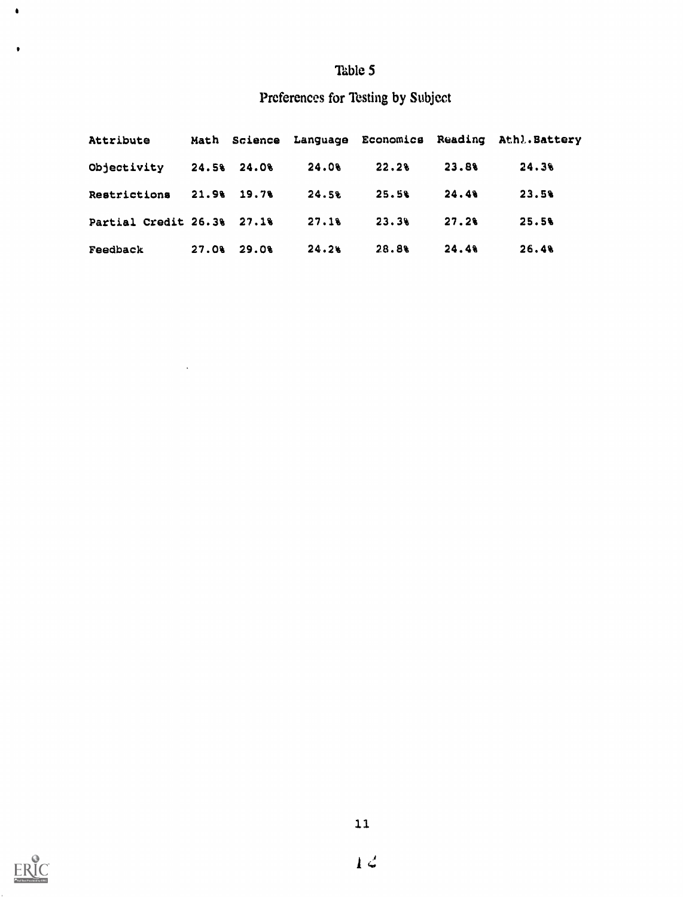Table 5

Preferences for Testing by Subject

| Attribute | Math | Science | Language | Economics | Reading | Athl.Battery |
|---|---|---|---|---|---|---|
| Objectivity | 24.5% | 24.0% | 24.0% | 22.2% | 23.8% | 24.3% |
| Restrictions | 21.9% | 19.7% | 24.5% | 25.5% | 24.4% | 23.5% |
| Partial Credit | 26.3% | 27.1% | 27.1% | 23.3% | 27.2% | 25.5% |
| Feedback | 27.0% | 29.0% | 24.2% | 28.8% | 24.4% | 26.4% |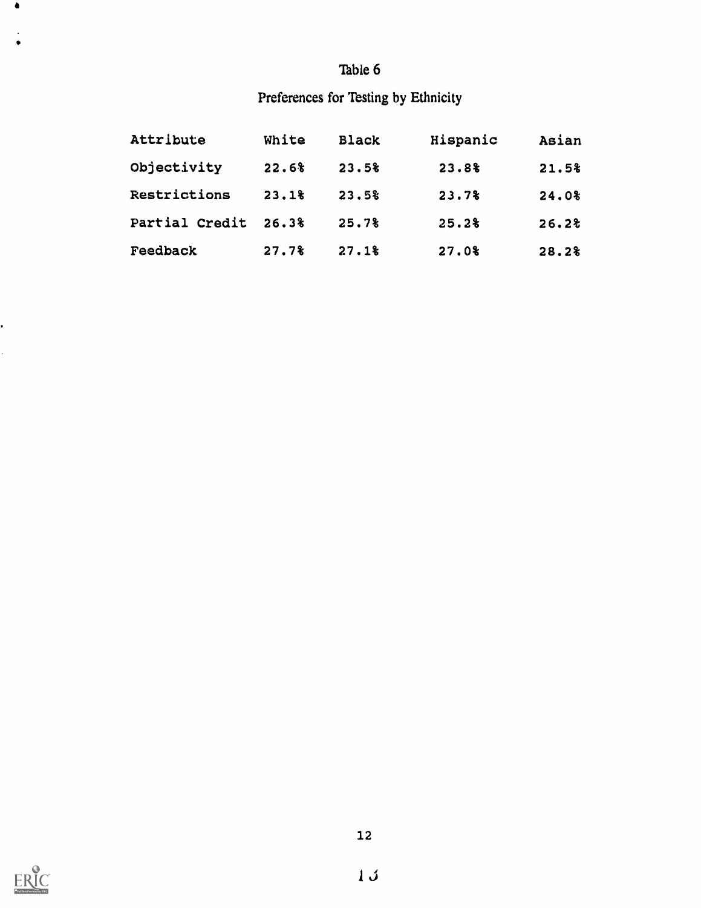Table 6

Preferences for Testing by Ethnicity

| Attribute | White | Black | Hispanic | Asian |
|---|---|---|---|---|
| Objectivity | 22.6% | 23.5% | 23.8% | 21.5% |
| Restrictions | 23.1% | 23.5% | 23.7% | 24.0% |
| Partial Credit | 26.3% | 25.7% | 25.2% | 26.2% |
| Feedback | 27.7% | 27.1% | 27.0% | 28.2% |